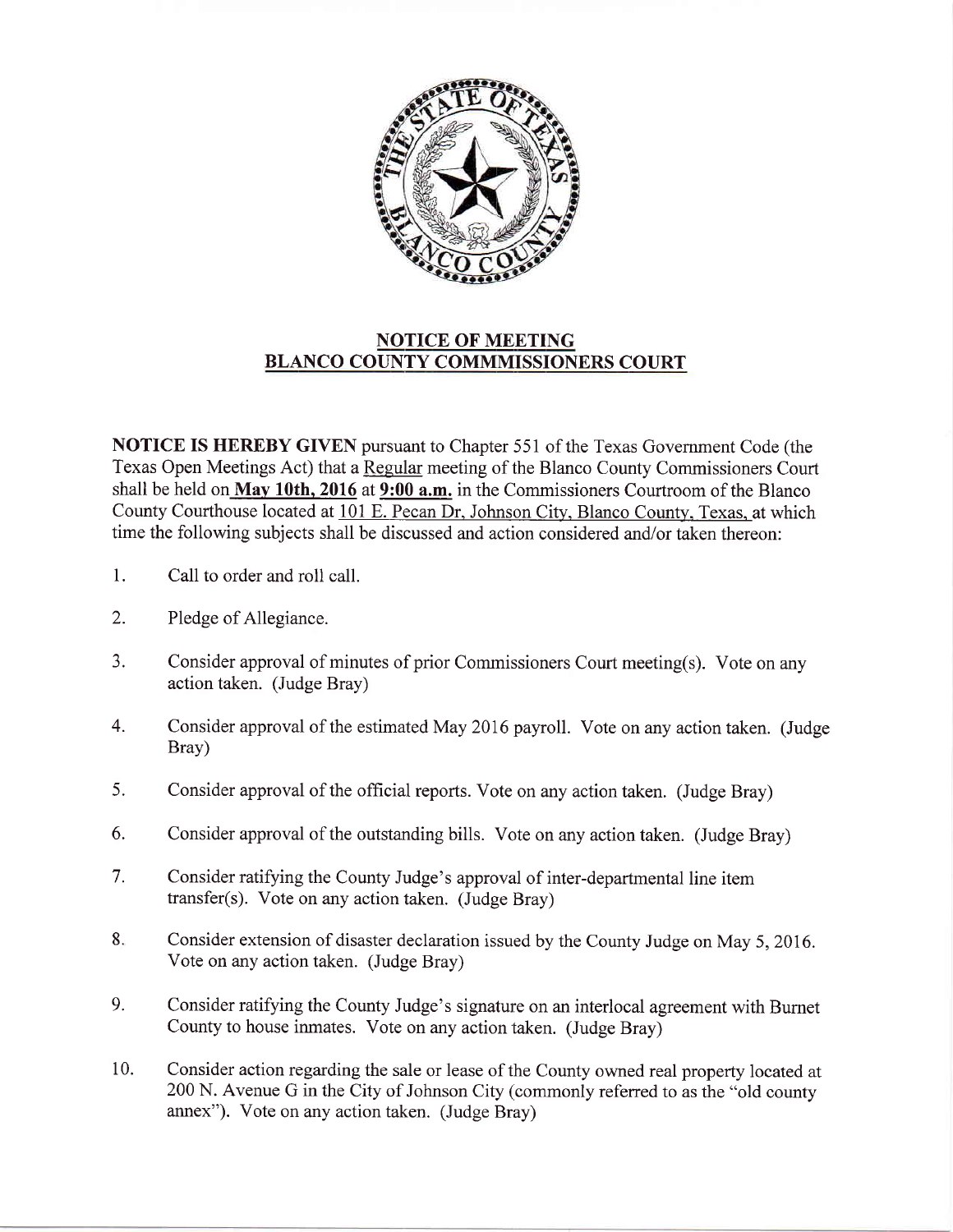## NOTICE OF MEETING
## BLANCO COUNTY COMMMISSIONERS COURT

**NOTICE IS HEREBY GIVEN** pursuant to Chapter 551 of the Texas Government Code (the Texas Open Meetings Act) that a Regular meeting of the Blanco County Commissioners Court shall be held on **May 10th, 2016** at **9:00 a.m.** in the Commissioners Courtroom of the Blanco County Courthouse located at 101 E. Pecan Dr, Johnson City, Blanco County, Texas, at which time the following subjects shall be discussed and action considered and/or taken thereon:

1. Call to order and roll call.

2. Pledge of Allegiance.

3. Consider approval of minutes of prior Commissioners Court meeting(s). Vote on any action taken. (Judge Bray)

4. Consider approval of the estimated May 2016 payroll. Vote on any action taken. (Judge Bray)

5. Consider approval of the official reports. Vote on any action taken. (Judge Bray)

6. Consider approval of the outstanding bills. Vote on any action taken. (Judge Bray)

7. Consider ratifying the County Judge's approval of inter-departmental line item transfer(s). Vote on any action taken. (Judge Bray)

8. Consider extension of disaster declaration issued by the County Judge on May 5, 2016. Vote on any action taken. (Judge Bray)

9. Consider ratifying the County Judge's signature on an interlocal agreement with Burnet County to house inmates. Vote on any action taken. (Judge Bray)

10. Consider action regarding the sale or lease of the County owned real property located at 200 N. Avenue G in the City of Johnson City (commonly referred to as the "old county annex"). Vote on any action taken. (Judge Bray)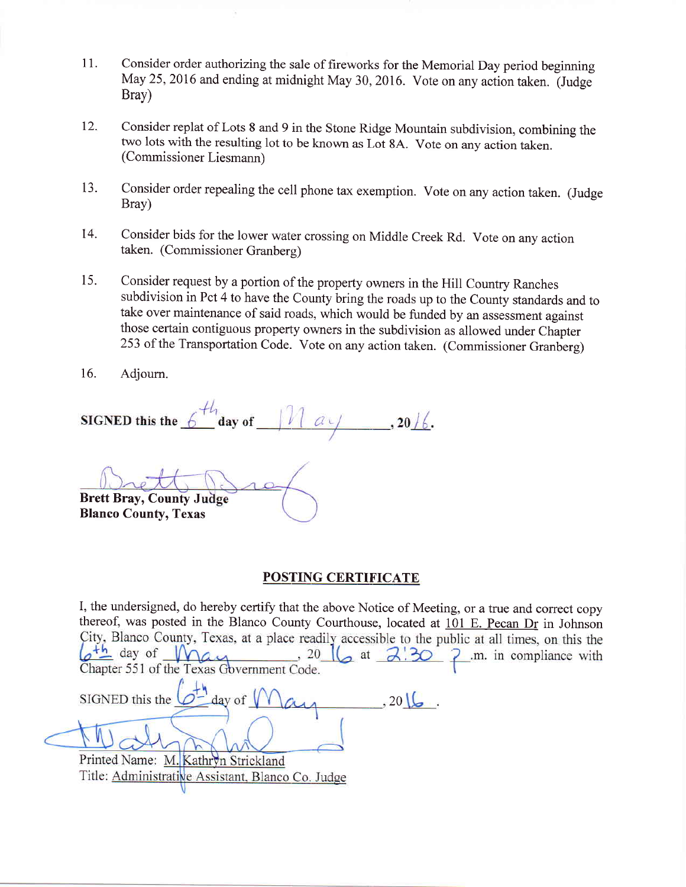11. Consider order authorizing the sale of fireworks for the Memorial Day period beginning May 25, 2016 and ending at midnight May 30, 2016. Vote on any action taken. (Judge Bray)

12. Consider replat of Lots 8 and 9 in the Stone Ridge Mountain subdivision, combining the two lots with the resulting lot to be known as Lot 8A. Vote on any action taken. (Commissioner Liesmann)

13. Consider order repealing the cell phone tax exemption. Vote on any action taken. (Judge Bray)

14. Consider bids for the lower water crossing on Middle Creek Rd. Vote on any action taken. (Commissioner Granberg)

15. Consider request by a portion of the property owners in the Hill Country Ranches subdivision in Pct 4 to have the County bring the roads up to the County standards and to take over maintenance of said roads, which would be funded by an assessment against those certain contiguous property owners in the subdivision as allowed under Chapter 253 of the Transportation Code. Vote on any action taken. (Commissioner Granberg)

16. Adjourn.

**SIGNED this the** 6th **day of** May, **20**16.

**Brett Bray, County Judge**
**Blanco County, Texas**

## POSTING CERTIFICATE

I, the undersigned, do hereby certify that the above Notice of Meeting, or a true and correct copy thereof, was posted in the Blanco County Courthouse, located at 101 E. Pecan Dr in Johnson City, Blanco County, Texas, at a place readily accessible to the public at all times, on this the 6th day of May, 2016 at 2:30 p.m. in compliance with Chapter 551 of the Texas Government Code.

SIGNED this the 6th day of May, 2016.

Printed Name: M. Kathryn Strickland
Title: Administrative Assistant, Blanco Co. Judge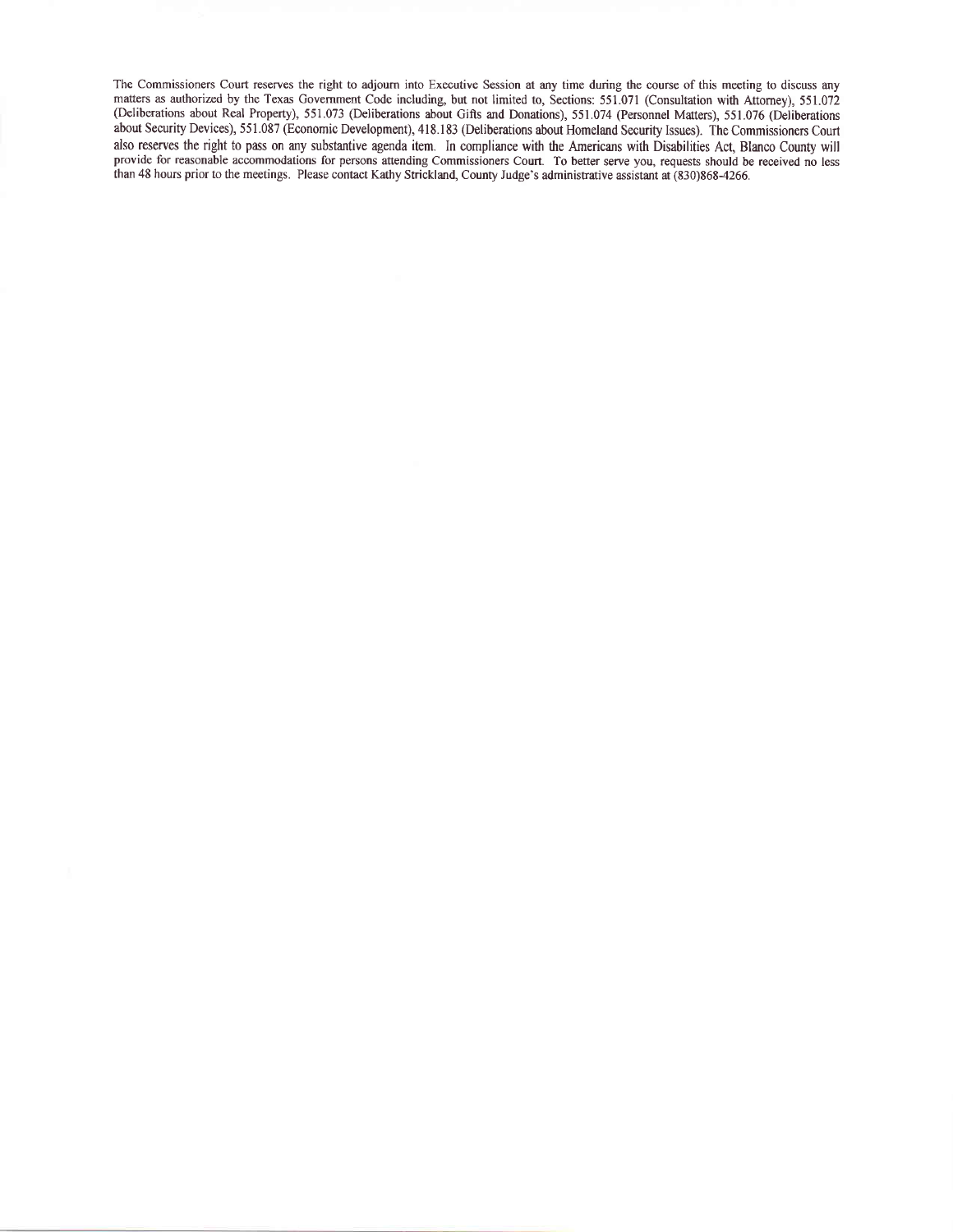The Commissioners Court reserves the right to adjourn into Executive Session at any time during the course of this meeting to discuss any matters as authorized by the Texas Government Code including, but not limited to, Sections: 551.071 (Consultation with Attorney), 551.072 (Deliberations about Real Property), 551.073 (Deliberations about Gifts and Donations), 551.074 (Personnel Matters), 551.076 (Deliberations about Security Devices), 551.087 (Economic Development), 418.183 (Deliberations about Homeland Security Issues). The Commissioners Court also reserves the right to pass on any substantive agenda item. In compliance with the Americans with Disabilities Act, Blanco County will provide for reasonable accommodations for persons attending Commissioners Court. To better serve you, requests should be received no less than 48 hours prior to the meetings. Please contact Kathy Strickland, County Judge's administrative assistant at (830)868-4266.